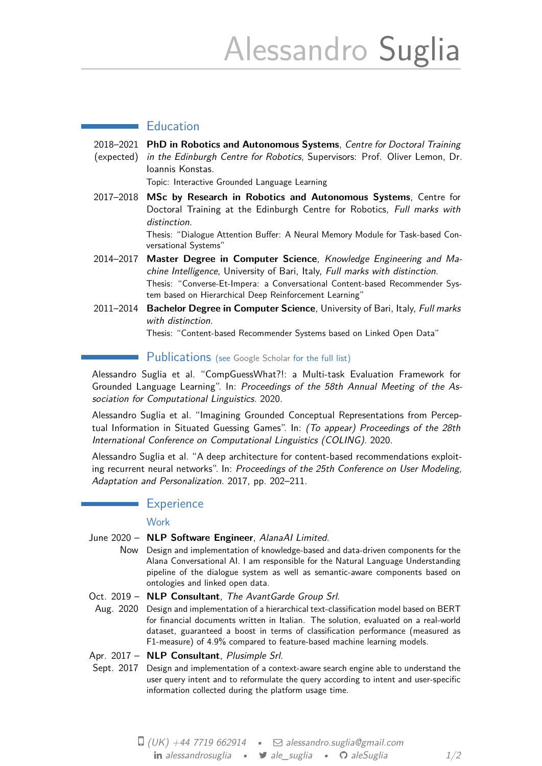# Alessandro Suglia

## Education

2018–2021 (expected) **PhD in Robotics and Autonomous Systems**, *Centre for Doctoral Training in the Edinburgh Centre for Robotics*, Supervisors: Prof. Oliver Lemon, Dr. Ioannis Konstas.
Topic: Interactive Grounded Language Learning

2017–2018 **MSc by Research in Robotics and Autonomous Systems**, Centre for Doctoral Training at the Edinburgh Centre for Robotics, *Full marks with distinction*.
Thesis: "Dialogue Attention Buffer: A Neural Memory Module for Task-based Conversational Systems"

2014–2017 **Master Degree in Computer Science**, *Knowledge Engineering and Machine Intelligence*, University of Bari, Italy, *Full marks with distinction*.
Thesis: "Converse-Et-Impera: a Conversational Content-based Recommender System based on Hierarchical Deep Reinforcement Learning"

2011–2014 **Bachelor Degree in Computer Science**, University of Bari, Italy, *Full marks with distinction*.
Thesis: "Content-based Recommender Systems based on Linked Open Data"

## Publications (see Google Scholar for the full list)

Alessandro Suglia et al. "CompGuessWhat?!: a Multi-task Evaluation Framework for Grounded Language Learning". In: *Proceedings of the 58th Annual Meeting of the Association for Computational Linguistics*. 2020.

Alessandro Suglia et al. "Imagining Grounded Conceptual Representations from Perceptual Information in Situated Guessing Games". In: *(To appear) Proceedings of the 28th International Conference on Computational Linguistics (COLING)*. 2020.

Alessandro Suglia et al. "A deep architecture for content-based recommendations exploiting recurrent neural networks". In: *Proceedings of the 25th Conference on User Modeling, Adaptation and Personalization*. 2017, pp. 202–211.

## Experience

### Work

June 2020 – Now **NLP Software Engineer**, *AlanaAI Limited*.
Design and implementation of knowledge-based and data-driven components for the Alana Conversational AI. I am responsible for the Natural Language Understanding pipeline of the dialogue system as well as semantic-aware components based on ontologies and linked open data.

Oct. 2019 – Aug. 2020 **NLP Consultant**, *The AvantGarde Group Srl*.
Design and implementation of a hierarchical text-classification model based on BERT for financial documents written in Italian. The solution, evaluated on a real-world dataset, guaranteed a boost in terms of classification performance (measured as F1-measure) of 4.9% compared to feature-based machine learning models.

Apr. 2017 – Sept. 2017 **NLP Consultant**, *Plusimple Srl*.
Design and implementation of a context-aware search engine able to understand the user query intent and to reformulate the query according to intent and user-specific information collected during the platform usage time.

(UK) +44 7719 662914 • alessandro.suglia@gmail.com
alessandrosuglia • ale_suglia • aleSuglia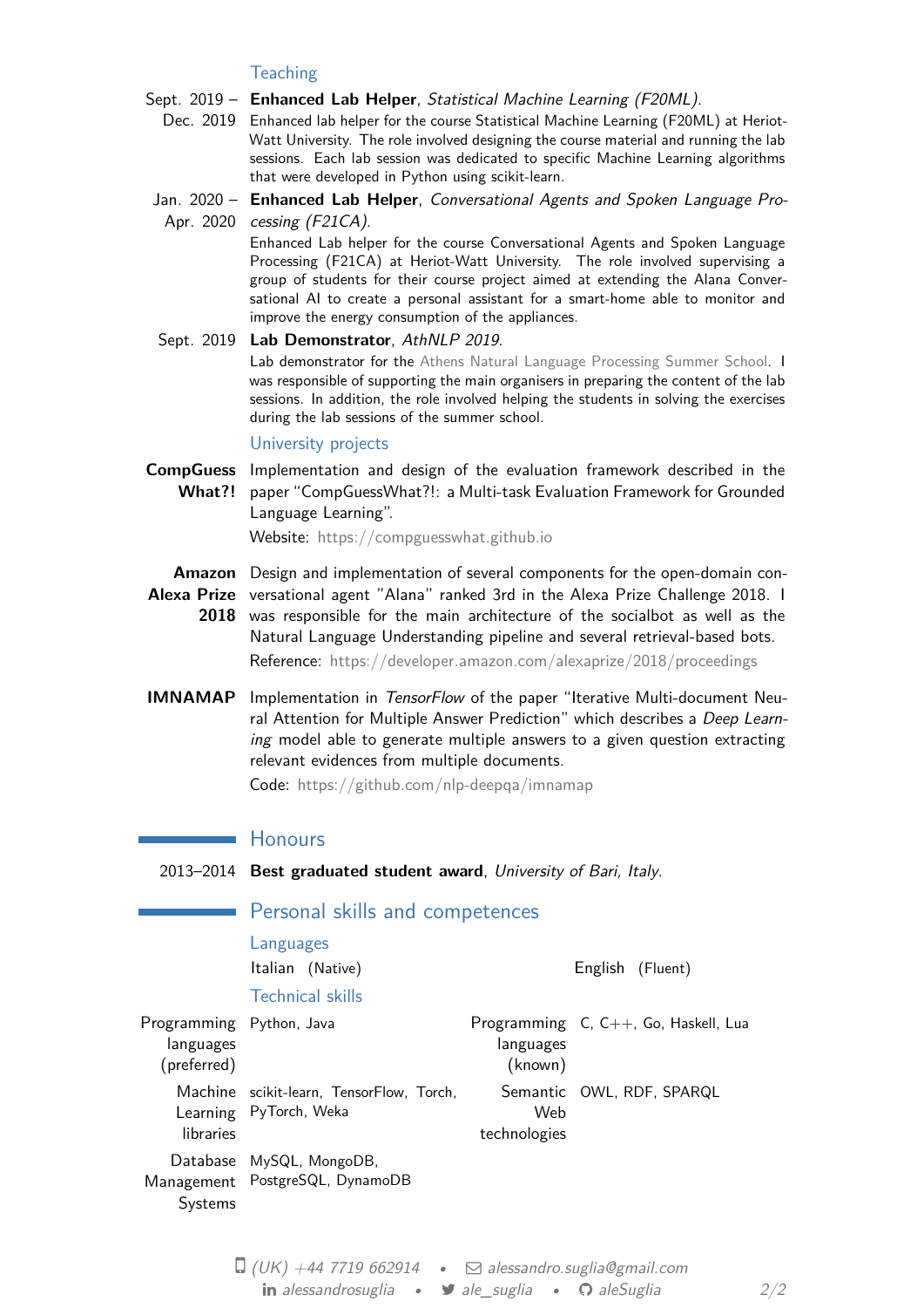### Teaching

**Sept. 2019 – Dec. 2019** — **Enhanced Lab Helper**, *Statistical Machine Learning (F20ML)*.
Enhanced lab helper for the course Statistical Machine Learning (F20ML) at Heriot-Watt University. The role involved designing the course material and running the lab sessions. Each lab session was dedicated to specific Machine Learning algorithms that were developed in Python using scikit-learn.

**Jan. 2020 – Apr. 2020** — **Enhanced Lab Helper**, *Conversational Agents and Spoken Language Processing (F21CA)*.
Enhanced Lab helper for the course Conversational Agents and Spoken Language Processing (F21CA) at Heriot-Watt University. The role involved supervising a group of students for their course project aimed at extending the Alana Conversational AI to create a personal assistant for a smart-home able to monitor and improve the energy consumption of the appliances.

**Sept. 2019** — **Lab Demonstrator**, *AthNLP 2019*.
Lab demonstrator for the Athens Natural Language Processing Summer School. I was responsible of supporting the main organisers in preparing the content of the lab sessions. In addition, the role involved helping the students in solving the exercises during the lab sessions of the summer school.

### University projects

**CompGuess What?!** — Implementation and design of the evaluation framework described in the paper "CompGuessWhat?!: a Multi-task Evaluation Framework for Grounded Language Learning".
Website: https://compguesswhat.github.io

**Amazon Alexa Prize 2018** — Design and implementation of several components for the open-domain conversational agent "Alana" ranked 3rd in the Alexa Prize Challenge 2018. I was responsible for the main architecture of the socialbot as well as the Natural Language Understanding pipeline and several retrieval-based bots.
Reference: https://developer.amazon.com/alexaprize/2018/proceedings

**IMNAMAP** — Implementation in *TensorFlow* of the paper "Iterative Multi-document Neural Attention for Multiple Answer Prediction" which describes a *Deep Learning* model able to generate multiple answers to a given question extracting relevant evidences from multiple documents.
Code: https://github.com/nlp-deepqa/imnamap

## Honours

**2013–2014** — **Best graduated student award**, *University of Bari, Italy*.

## Personal skills and competences

### Languages

Italian (Native) — English (Fluent)

### Technical skills

| | | | |
|---|---|---|---|
| Programming languages (preferred) | Python, Java | Programming languages (known) | C, C++, Go, Haskell, Lua |
| Machine Learning libraries | scikit-learn, TensorFlow, Torch, PyTorch, Weka | Semantic Web technologies | OWL, RDF, SPARQL |
| Database Management Systems | MySQL, MongoDB, PostgreSQL, DynamoDB | | |

(UK) +44 7719 662914 • alessandro.suglia@gmail.com
alessandrosuglia • ale_suglia • aleSuglia